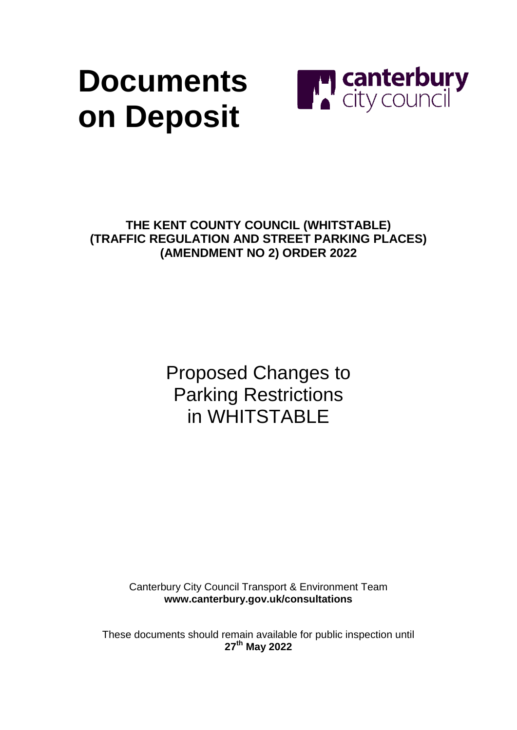# Documents on Deposit

canterbury city council

**THE KENT COUNTY COUNCIL (WHITSTABLE) (TRAFFIC REGULATION AND STREET PARKING PLACES) (AMENDMENT NO 2) ORDER 2022**

## Proposed Changes to Parking Restrictions in WHITSTABLE

Canterbury City Council Transport & Environment Team
**www.canterbury.gov.uk/consultations**

These documents should remain available for public inspection until **27th May 2022**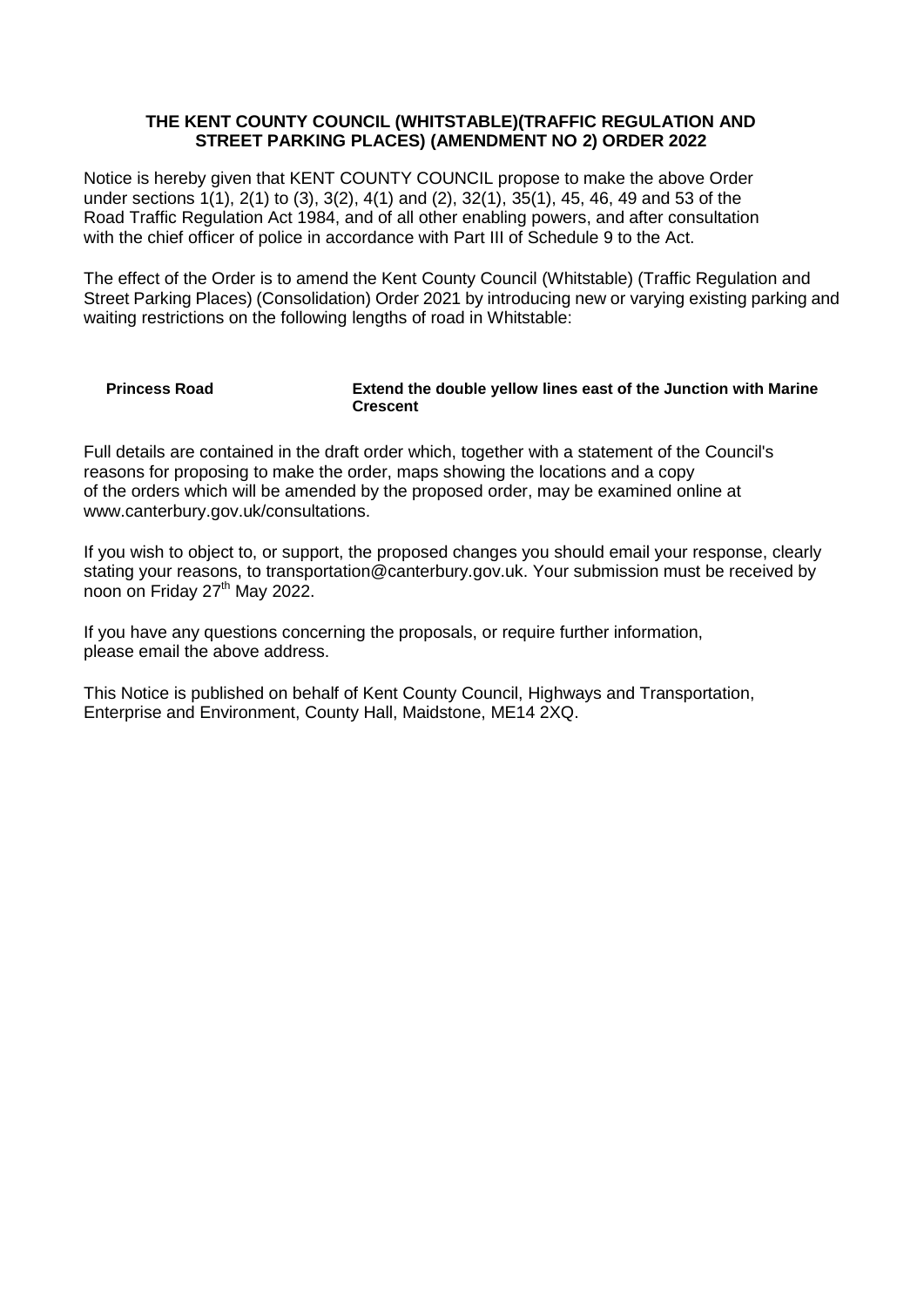**THE KENT COUNTY COUNCIL (WHITSTABLE)(TRAFFIC REGULATION AND STREET PARKING PLACES) (AMENDMENT NO 2) ORDER 2022**

Notice is hereby given that KENT COUNTY COUNCIL propose to make the above Order under sections 1(1), 2(1) to (3), 3(2), 4(1) and (2), 32(1), 35(1), 45, 46, 49 and 53 of the Road Traffic Regulation Act 1984, and of all other enabling powers, and after consultation with the chief officer of police in accordance with Part III of Schedule 9 to the Act.

The effect of the Order is to amend the Kent County Council (Whitstable) (Traffic Regulation and Street Parking Places) (Consolidation) Order 2021 by introducing new or varying existing parking and waiting restrictions on the following lengths of road in Whitstable:

| | |
|---|---|
| **Princess Road** | **Extend the double yellow lines east of the Junction with Marine Crescent** |

Full details are contained in the draft order which, together with a statement of the Council's reasons for proposing to make the order, maps showing the locations and a copy of the orders which will be amended by the proposed order, may be examined online at www.canterbury.gov.uk/consultations.

If you wish to object to, or support, the proposed changes you should email your response, clearly stating your reasons, to transportation@canterbury.gov.uk. Your submission must be received by noon on Friday 27th May 2022.

If you have any questions concerning the proposals, or require further information, please email the above address.

This Notice is published on behalf of Kent County Council, Highways and Transportation, Enterprise and Environment, County Hall, Maidstone, ME14 2XQ.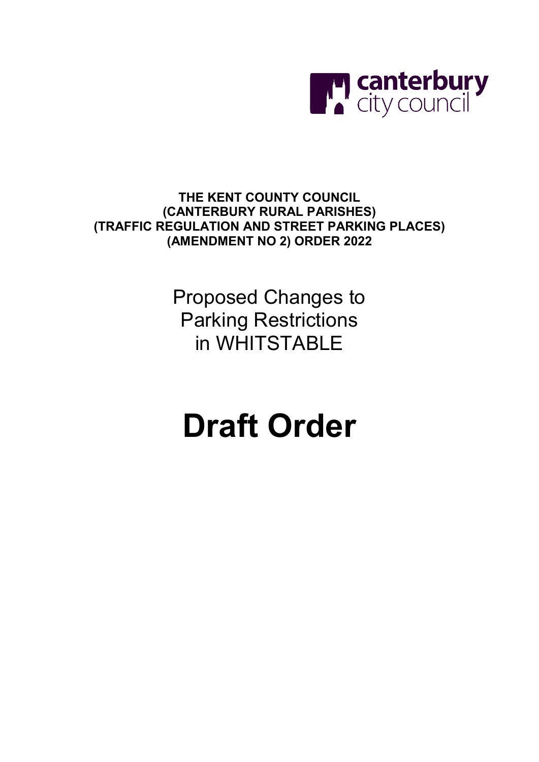**THE KENT COUNTY COUNCIL**
**(CANTERBURY RURAL PARISHES)**
**(TRAFFIC REGULATION AND STREET PARKING PLACES)**
**(AMENDMENT NO 2) ORDER 2022**

Proposed Changes to
Parking Restrictions
in WHITSTABLE

# Draft Order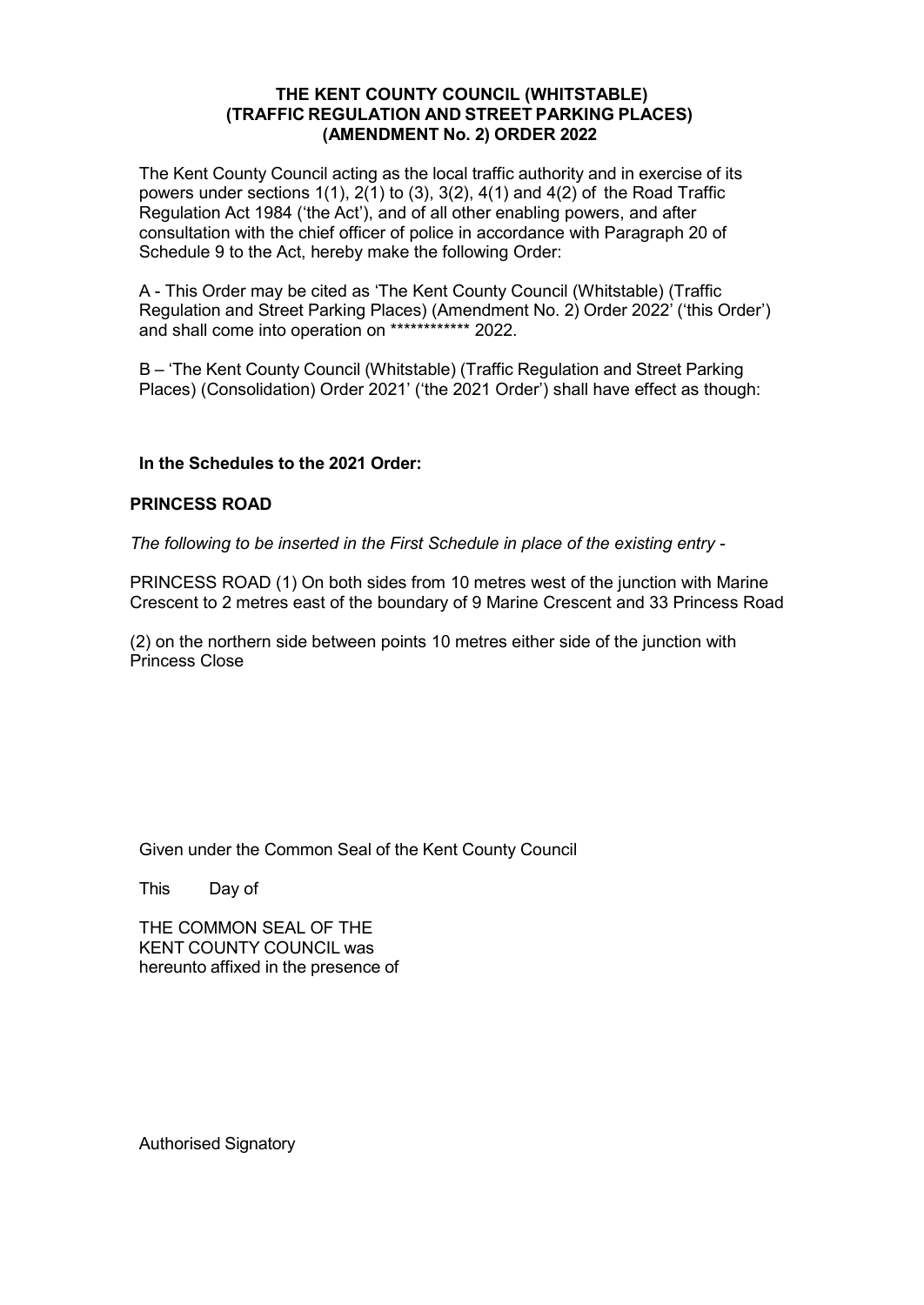**THE KENT COUNTY COUNCIL (WHITSTABLE) (TRAFFIC REGULATION AND STREET PARKING PLACES) (AMENDMENT No. 2) ORDER 2022**

The Kent County Council acting as the local traffic authority and in exercise of its powers under sections 1(1), 2(1) to (3), 3(2), 4(1) and 4(2) of the Road Traffic Regulation Act 1984 ('the Act'), and of all other enabling powers, and after consultation with the chief officer of police in accordance with Paragraph 20 of Schedule 9 to the Act, hereby make the following Order:

A - This Order may be cited as 'The Kent County Council (Whitstable) (Traffic Regulation and Street Parking Places) (Amendment No. 2) Order 2022' ('this Order') and shall come into operation on ************ 2022.

B – 'The Kent County Council (Whitstable) (Traffic Regulation and Street Parking Places) (Consolidation) Order 2021' ('the 2021 Order') shall have effect as though:

**In the Schedules to the 2021 Order:**

**PRINCESS ROAD**

*The following to be inserted in the First Schedule in place of the existing entry -*

PRINCESS ROAD (1) On both sides from 10 metres west of the junction with Marine Crescent to 2 metres east of the boundary of 9 Marine Crescent and 33 Princess Road

(2) on the northern side between points 10 metres either side of the junction with Princess Close

Given under the Common Seal of the Kent County Council

This Day of

THE COMMON SEAL OF THE KENT COUNTY COUNCIL was hereunto affixed in the presence of

Authorised Signatory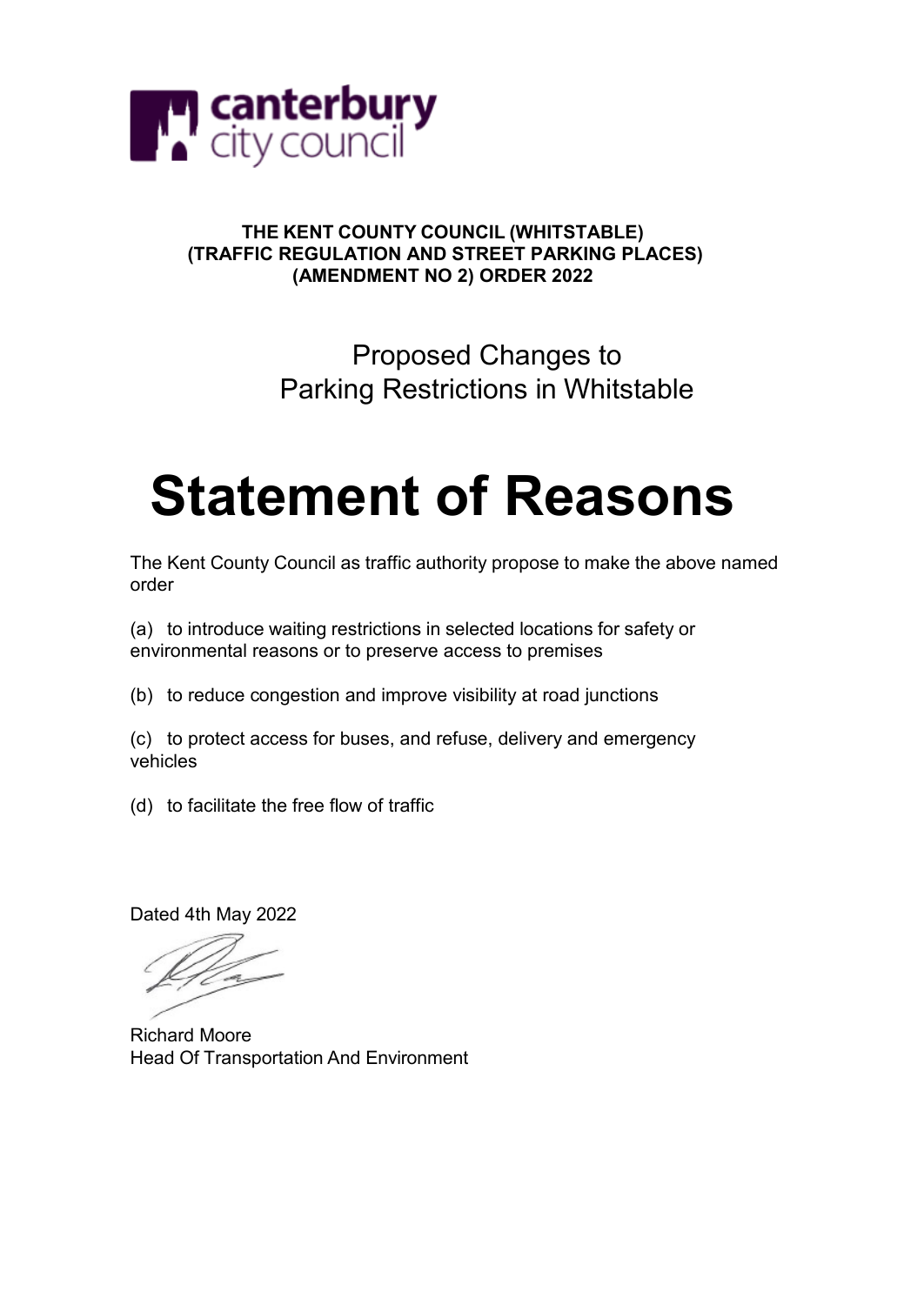canterbury city council

**THE KENT COUNTY COUNCIL (WHITSTABLE) (TRAFFIC REGULATION AND STREET PARKING PLACES) (AMENDMENT NO 2) ORDER 2022**

## Proposed Changes to Parking Restrictions in Whitstable

# Statement of Reasons

The Kent County Council as traffic authority propose to make the above named order

(a) to introduce waiting restrictions in selected locations for safety or environmental reasons or to preserve access to premises

(b) to reduce congestion and improve visibility at road junctions

(c) to protect access for buses, and refuse, delivery and emergency vehicles

(d) to facilitate the free flow of traffic

Dated 4th May 2022

Richard Moore
Head Of Transportation And Environment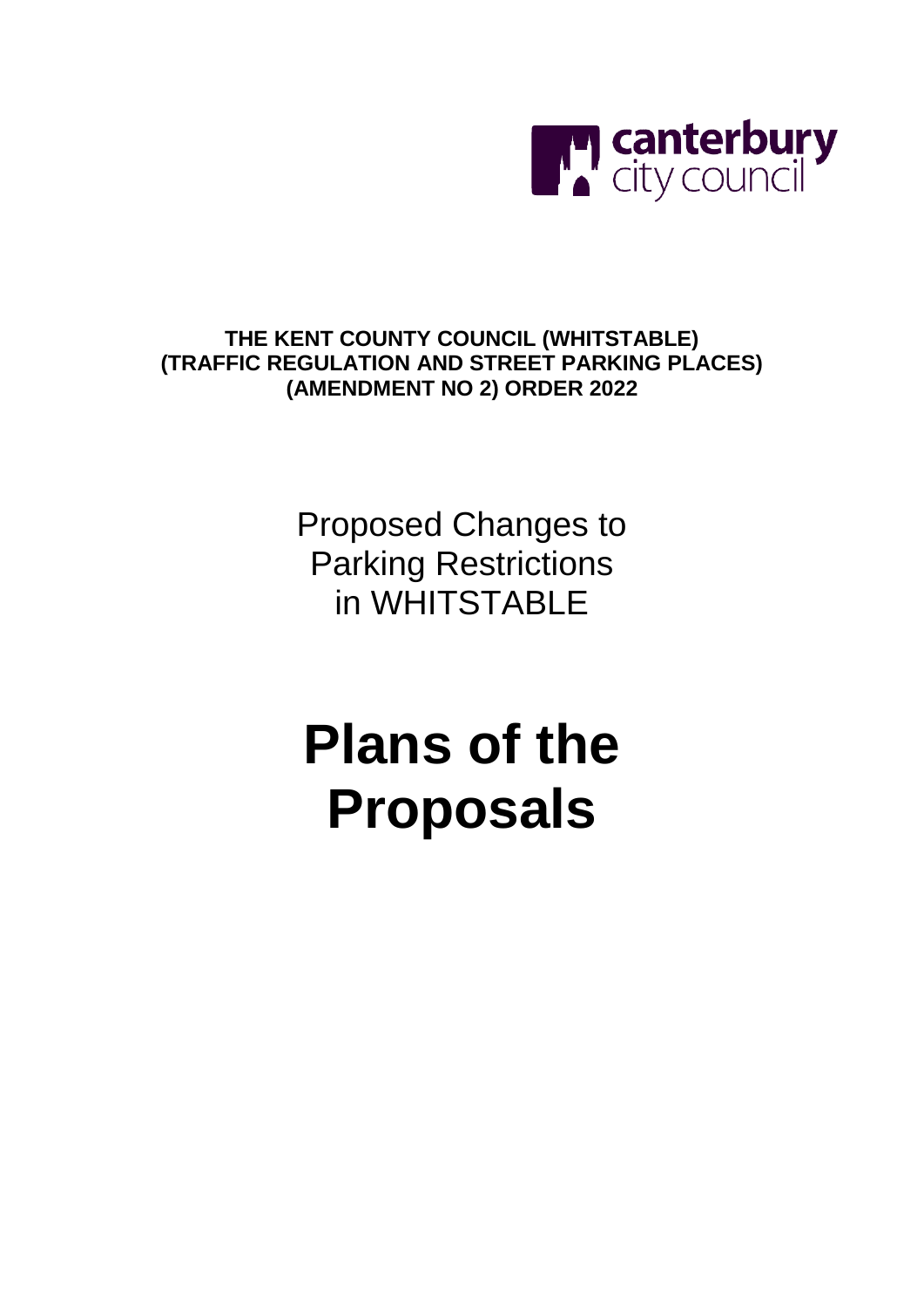canterbury city council

**THE KENT COUNTY COUNCIL (WHITSTABLE) (TRAFFIC REGULATION AND STREET PARKING PLACES) (AMENDMENT NO 2) ORDER 2022**

Proposed Changes to Parking Restrictions in WHITSTABLE

# Plans of the Proposals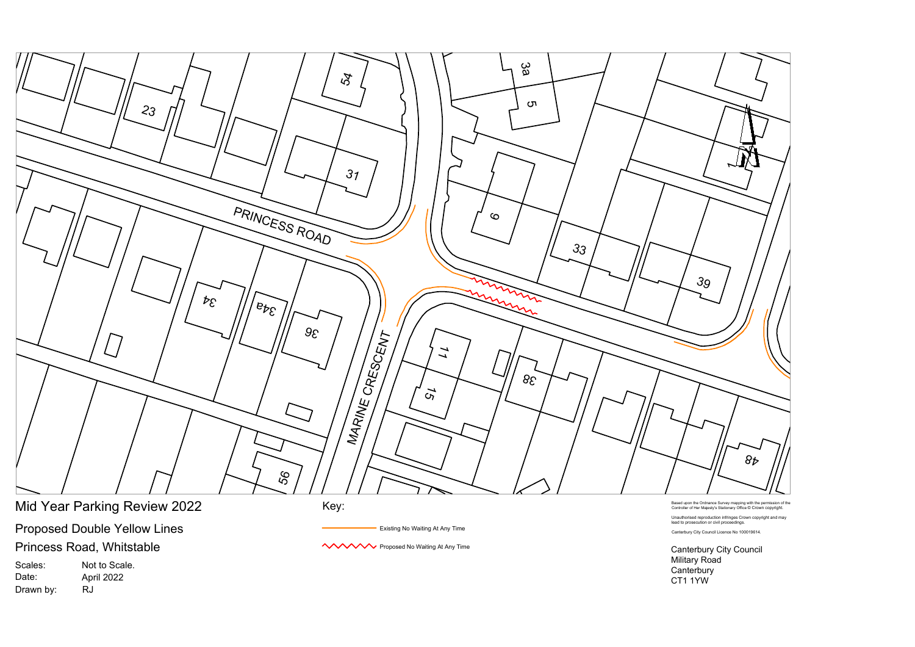PRINCESS ROAD

MARINE CRESCENT

23

54

31

3a

5

9

33

39

34

34a

36

11

15

38

48

56

# Mid Year Parking Review 2022

## Proposed Double Yellow Lines

## Princess Road, Whitstable

Scales: Not to Scale.

Date: April 2022

Drawn by: RJ

Key:

Existing No Waiting At Any Time

Proposed No Waiting At Any Time

Based upon the Ordnance Survey mapping with the permission of the Controller of Her Majesty's Stationary Office © Crown copyright.

Unauthorised reproduction infringes Crown copyright and may lead to prosecution or civil proceedings.

Canterbury City Council Licence No 100019614.

Canterbury City Council
Military Road
Canterbury
CT1 1YW